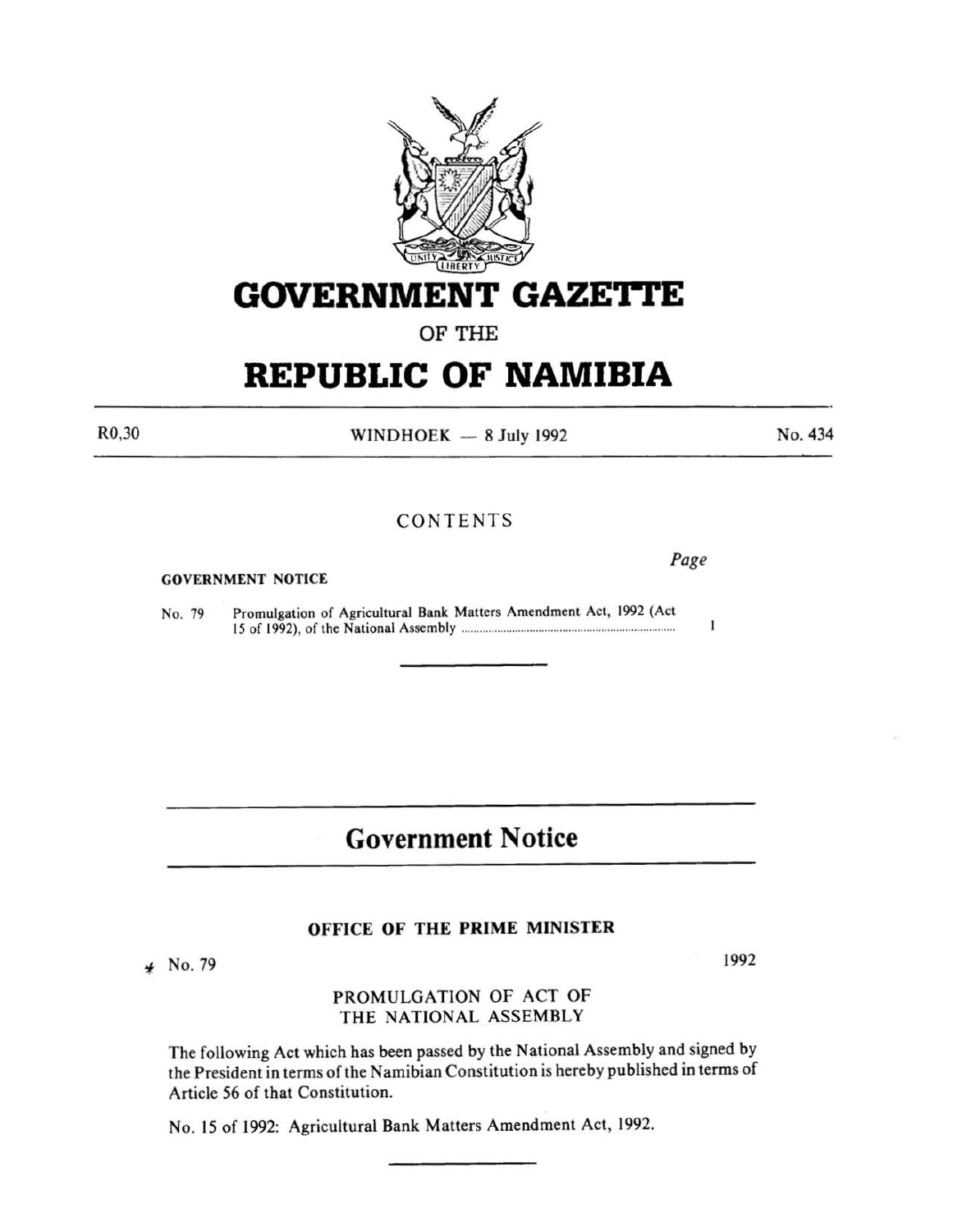# GOVERNMENT GAZETTE

OF THE

# REPUBLIC OF NAMIBIA

R0,30 WINDHOEK — 8 July 1992 No. 434

CONTENTS

*Page*

GOVERNMENT NOTICE

No. 79 Promulgation of Agricultural Bank Matters Amendment Act, 1992 (Act 15 of 1992), of the National Assembly ............ 1

## Government Notice

### OFFICE OF THE PRIME MINISTER

No. 79 1992

PROMULGATION OF ACT OF THE NATIONAL ASSEMBLY

The following Act which has been passed by the National Assembly and signed by the President in terms of the Namibian Constitution is hereby published in terms of Article 56 of that Constitution.

No. 15 of 1992: Agricultural Bank Matters Amendment Act, 1992.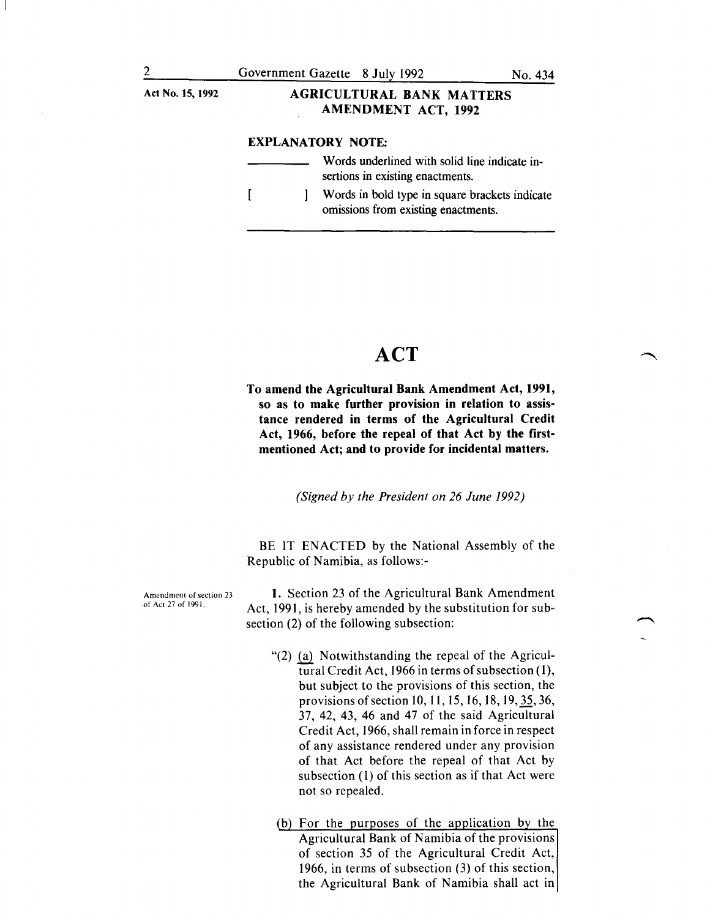Act No. 15, 1992

## AGRICULTURAL BANK MATTERS AMENDMENT ACT, 1992

**EXPLANATORY NOTE:**

\_\_\_\_\_\_\_\_\_ Words underlined with solid line indicate insertions in existing enactments.

[ ] Words in bold type in square brackets indicate omissions from existing enactments.

# ACT

**To amend the Agricultural Bank Amendment Act, 1991, so as to make further provision in relation to assistance rendered in terms of the Agricultural Credit Act, 1966, before the repeal of that Act by the first-mentioned Act; and to provide for incidental matters.**

*(Signed by the President on 26 June 1992)*

BE IT ENACTED by the National Assembly of the Republic of Namibia, as follows:-

Amendment of section 23 of Act 27 of 1991.

**1.** Section 23 of the Agricultural Bank Amendment Act, 1991, is hereby amended by the substitution for subsection (2) of the following subsection:

"(2) <u>(a)</u> Notwithstanding the repeal of the Agricultural Credit Act, 1966 in terms of subsection (1), but subject to the provisions of this section, the provisions of section 10, 11, 15, 16, 18, 19, <u>35</u>, 36, 37, 42, 43, 46 and 47 of the said Agricultural Credit Act, 1966, shall remain in force in respect of any assistance rendered under any provision of that Act before the repeal of that Act by subsection (1) of this section as if that Act were not so repealed.

<u>(b) For the purposes of the application by the Agricultural Bank of Namibia of the provisions of section 35 of the Agricultural Credit Act, 1966, in terms of subsection (3) of this section, the Agricultural Bank of Namibia shall act in</u>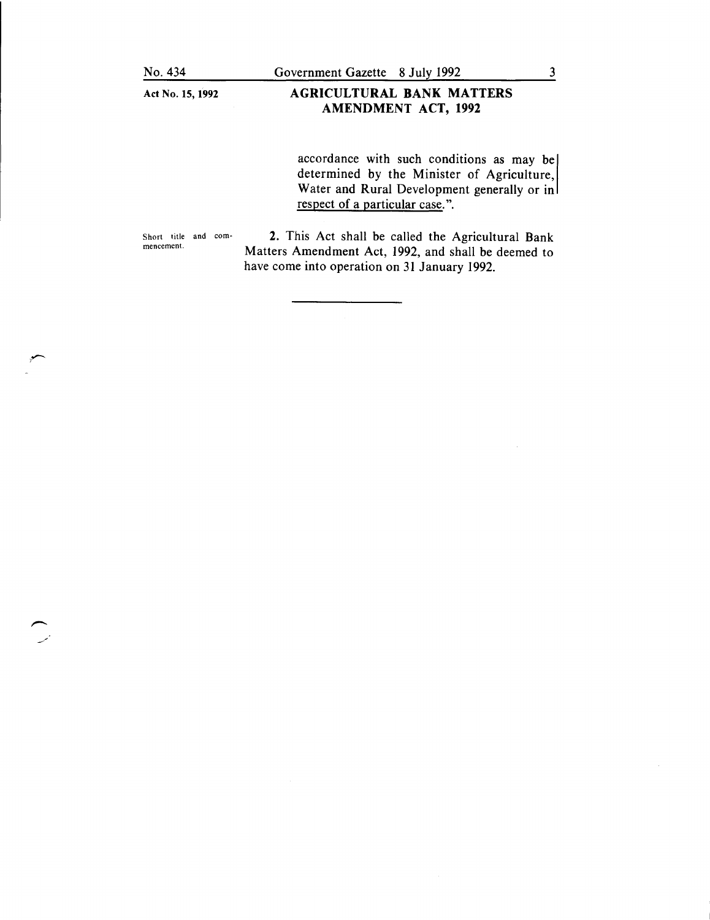accordance with such conditions as may be determined by the Minister of Agriculture, Water and Rural Development generally or in respect of a particular case.".

Short title and commencement.

**2.** This Act shall be called the Agricultural Bank Matters Amendment Act, 1992, and shall be deemed to have come into operation on 31 January 1992.